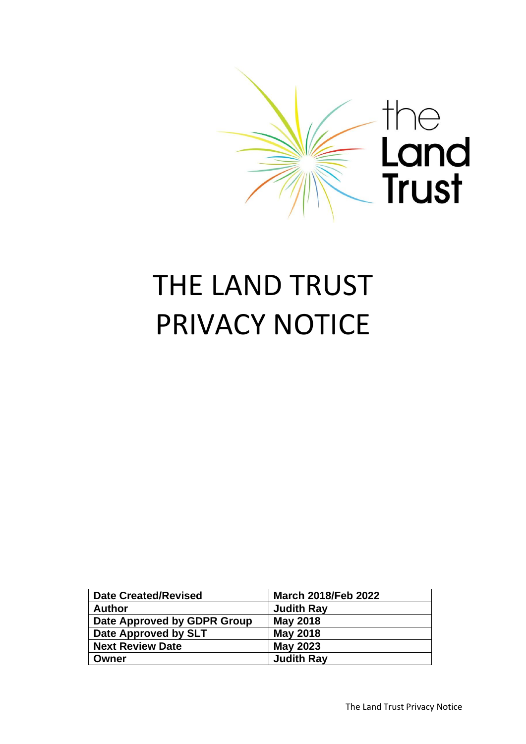# THE LAND TRUST PRIVACY NOTICE

| Date Created/Revised | March 2018/Feb 2022 |
| --- | --- |
| Author | Judith Ray |
| Date Approved by GDPR Group | May 2018 |
| Date Approved by SLT | May 2018 |
| Next Review Date | May 2023 |
| Owner | Judith Ray |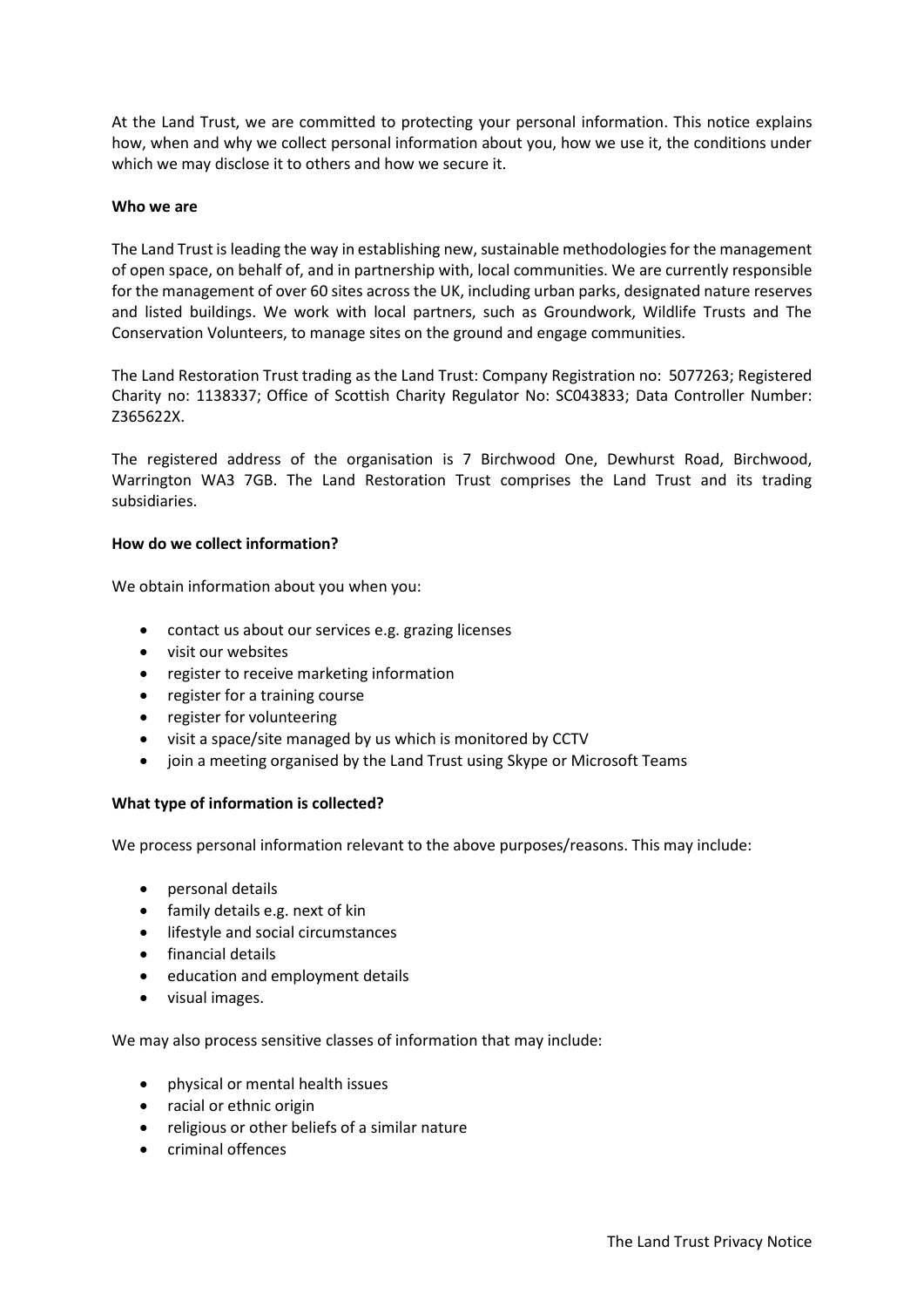At the Land Trust, we are committed to protecting your personal information. This notice explains how, when and why we collect personal information about you, how we use it, the conditions under which we may disclose it to others and how we secure it.

**Who we are**

The Land Trust is leading the way in establishing new, sustainable methodologies for the management of open space, on behalf of, and in partnership with, local communities. We are currently responsible for the management of over 60 sites across the UK, including urban parks, designated nature reserves and listed buildings. We work with local partners, such as Groundwork, Wildlife Trusts and The Conservation Volunteers, to manage sites on the ground and engage communities.

The Land Restoration Trust trading as the Land Trust: Company Registration no: 5077263; Registered Charity no: 1138337; Office of Scottish Charity Regulator No: SC043833; Data Controller Number: Z365622X.

The registered address of the organisation is 7 Birchwood One, Dewhurst Road, Birchwood, Warrington WA3 7GB. The Land Restoration Trust comprises the Land Trust and its trading subsidiaries.

**How do we collect information?**

We obtain information about you when you:

- contact us about our services e.g. grazing licenses
- visit our websites
- register to receive marketing information
- register for a training course
- register for volunteering
- visit a space/site managed by us which is monitored by CCTV
- join a meeting organised by the Land Trust using Skype or Microsoft Teams

**What type of information is collected?**

We process personal information relevant to the above purposes/reasons. This may include:

- personal details
- family details e.g. next of kin
- lifestyle and social circumstances
- financial details
- education and employment details
- visual images.

We may also process sensitive classes of information that may include:

- physical or mental health issues
- racial or ethnic origin
- religious or other beliefs of a similar nature
- criminal offences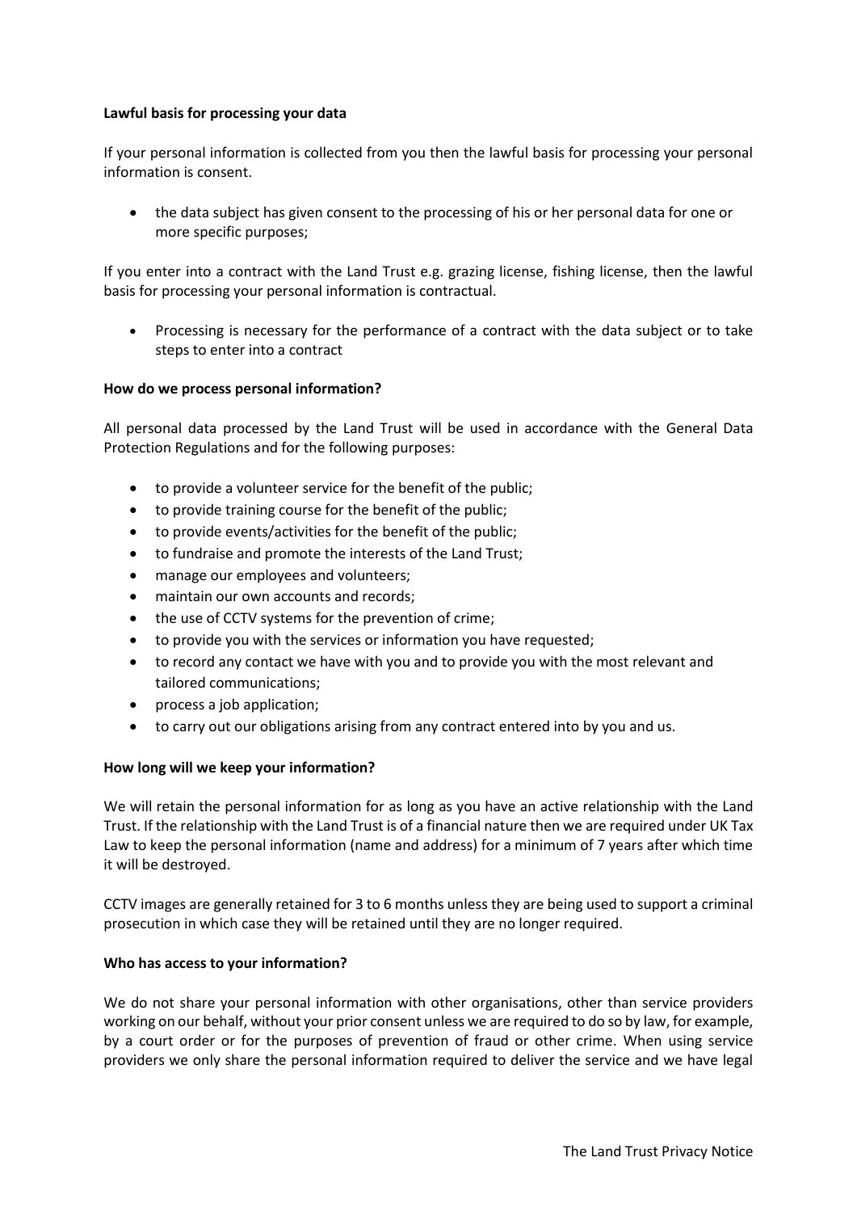**Lawful basis for processing your data**

If your personal information is collected from you then the lawful basis for processing your personal information is consent.

- the data subject has given consent to the processing of his or her personal data for one or more specific purposes;

If you enter into a contract with the Land Trust e.g. grazing license, fishing license, then the lawful basis for processing your personal information is contractual.

- Processing is necessary for the performance of a contract with the data subject or to take steps to enter into a contract

**How do we process personal information?**

All personal data processed by the Land Trust will be used in accordance with the General Data Protection Regulations and for the following purposes:

- to provide a volunteer service for the benefit of the public;
- to provide training course for the benefit of the public;
- to provide events/activities for the benefit of the public;
- to fundraise and promote the interests of the Land Trust;
- manage our employees and volunteers;
- maintain our own accounts and records;
- the use of CCTV systems for the prevention of crime;
- to provide you with the services or information you have requested;
- to record any contact we have with you and to provide you with the most relevant and tailored communications;
- process a job application;
- to carry out our obligations arising from any contract entered into by you and us.

**How long will we keep your information?**

We will retain the personal information for as long as you have an active relationship with the Land Trust. If the relationship with the Land Trust is of a financial nature then we are required under UK Tax Law to keep the personal information (name and address) for a minimum of 7 years after which time it will be destroyed.

CCTV images are generally retained for 3 to 6 months unless they are being used to support a criminal prosecution in which case they will be retained until they are no longer required.

**Who has access to your information?**

We do not share your personal information with other organisations, other than service providers working on our behalf, without your prior consent unless we are required to do so by law, for example, by a court order or for the purposes of prevention of fraud or other crime. When using service providers we only share the personal information required to deliver the service and we have legal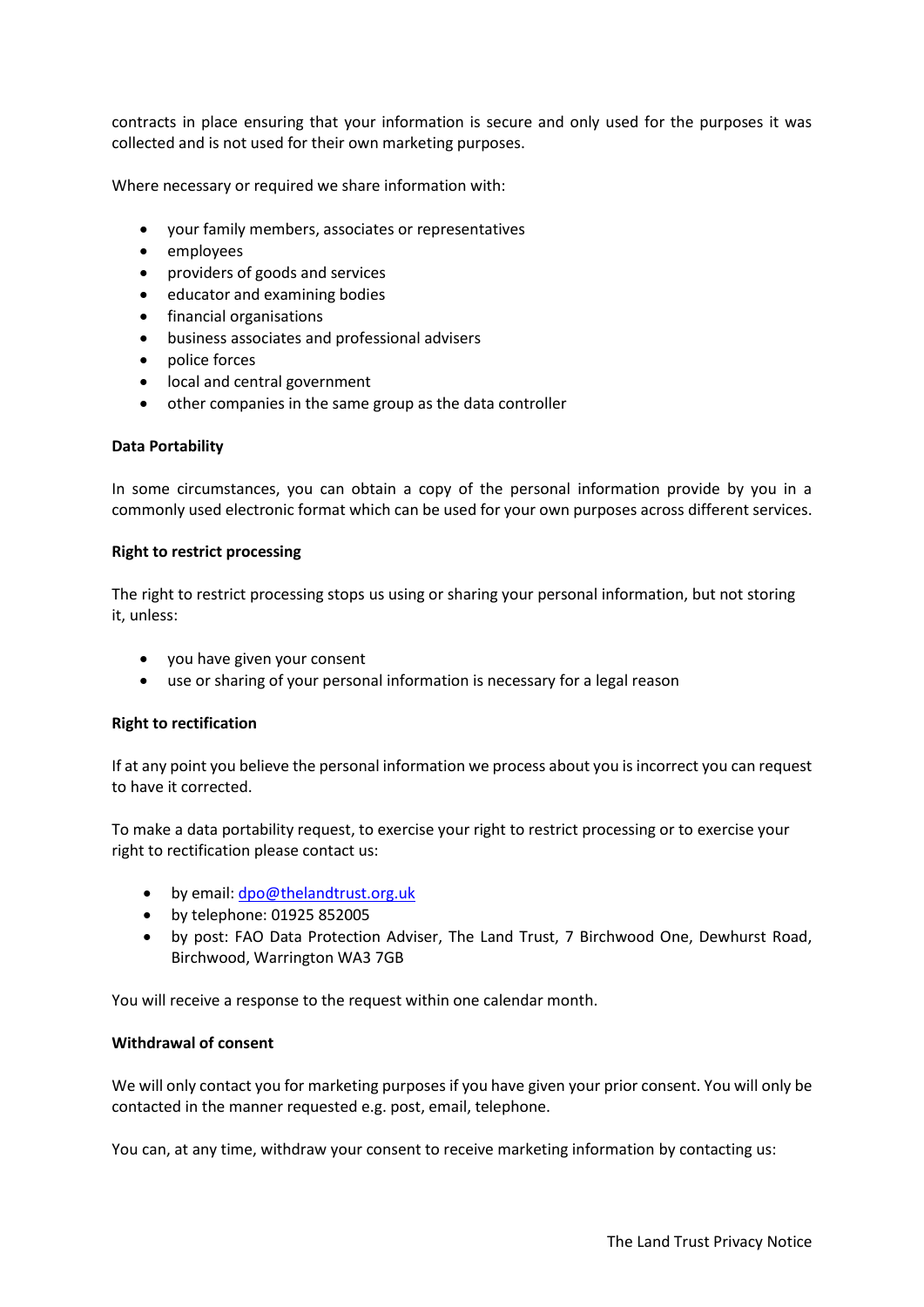contracts in place ensuring that your information is secure and only used for the purposes it was collected and is not used for their own marketing purposes.

Where necessary or required we share information with:

- your family members, associates or representatives
- employees
- providers of goods and services
- educator and examining bodies
- financial organisations
- business associates and professional advisers
- police forces
- local and central government
- other companies in the same group as the data controller

**Data Portability**

In some circumstances, you can obtain a copy of the personal information provide by you in a commonly used electronic format which can be used for your own purposes across different services.

**Right to restrict processing**

The right to restrict processing stops us using or sharing your personal information, but not storing it, unless:

- you have given your consent
- use or sharing of your personal information is necessary for a legal reason

**Right to rectification**

If at any point you believe the personal information we process about you is incorrect you can request to have it corrected.

To make a data portability request, to exercise your right to restrict processing or to exercise your right to rectification please contact us:

- by email: dpo@thelandtrust.org.uk
- by telephone: 01925 852005
- by post: FAO Data Protection Adviser, The Land Trust, 7 Birchwood One, Dewhurst Road, Birchwood, Warrington WA3 7GB

You will receive a response to the request within one calendar month.

**Withdrawal of consent**

We will only contact you for marketing purposes if you have given your prior consent. You will only be contacted in the manner requested e.g. post, email, telephone.

You can, at any time, withdraw your consent to receive marketing information by contacting us: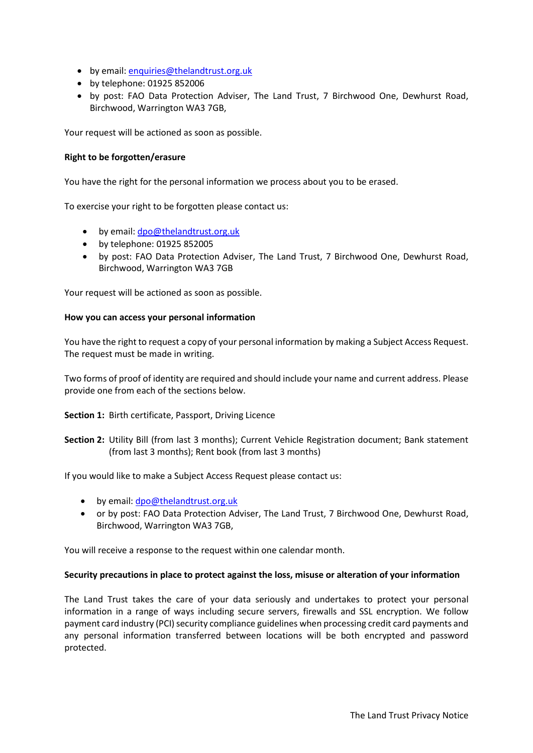- by email: enquiries@thelandtrust.org.uk
- by telephone: 01925 852006
- by post: FAO Data Protection Adviser, The Land Trust, 7 Birchwood One, Dewhurst Road, Birchwood, Warrington WA3 7GB,

Your request will be actioned as soon as possible.

**Right to be forgotten/erasure**

You have the right for the personal information we process about you to be erased.

To exercise your right to be forgotten please contact us:

- by email: dpo@thelandtrust.org.uk
- by telephone: 01925 852005
- by post: FAO Data Protection Adviser, The Land Trust, 7 Birchwood One, Dewhurst Road, Birchwood, Warrington WA3 7GB

Your request will be actioned as soon as possible.

**How you can access your personal information**

You have the right to request a copy of your personal information by making a Subject Access Request. The request must be made in writing.

Two forms of proof of identity are required and should include your name and current address. Please provide one from each of the sections below.

**Section 1:** Birth certificate, Passport, Driving Licence

**Section 2:** Utility Bill (from last 3 months); Current Vehicle Registration document; Bank statement (from last 3 months); Rent book (from last 3 months)

If you would like to make a Subject Access Request please contact us:

- by email: dpo@thelandtrust.org.uk
- or by post: FAO Data Protection Adviser, The Land Trust, 7 Birchwood One, Dewhurst Road, Birchwood, Warrington WA3 7GB,

You will receive a response to the request within one calendar month.

**Security precautions in place to protect against the loss, misuse or alteration of your information**

The Land Trust takes the care of your data seriously and undertakes to protect your personal information in a range of ways including secure servers, firewalls and SSL encryption. We follow payment card industry (PCI) security compliance guidelines when processing credit card payments and any personal information transferred between locations will be both encrypted and password protected.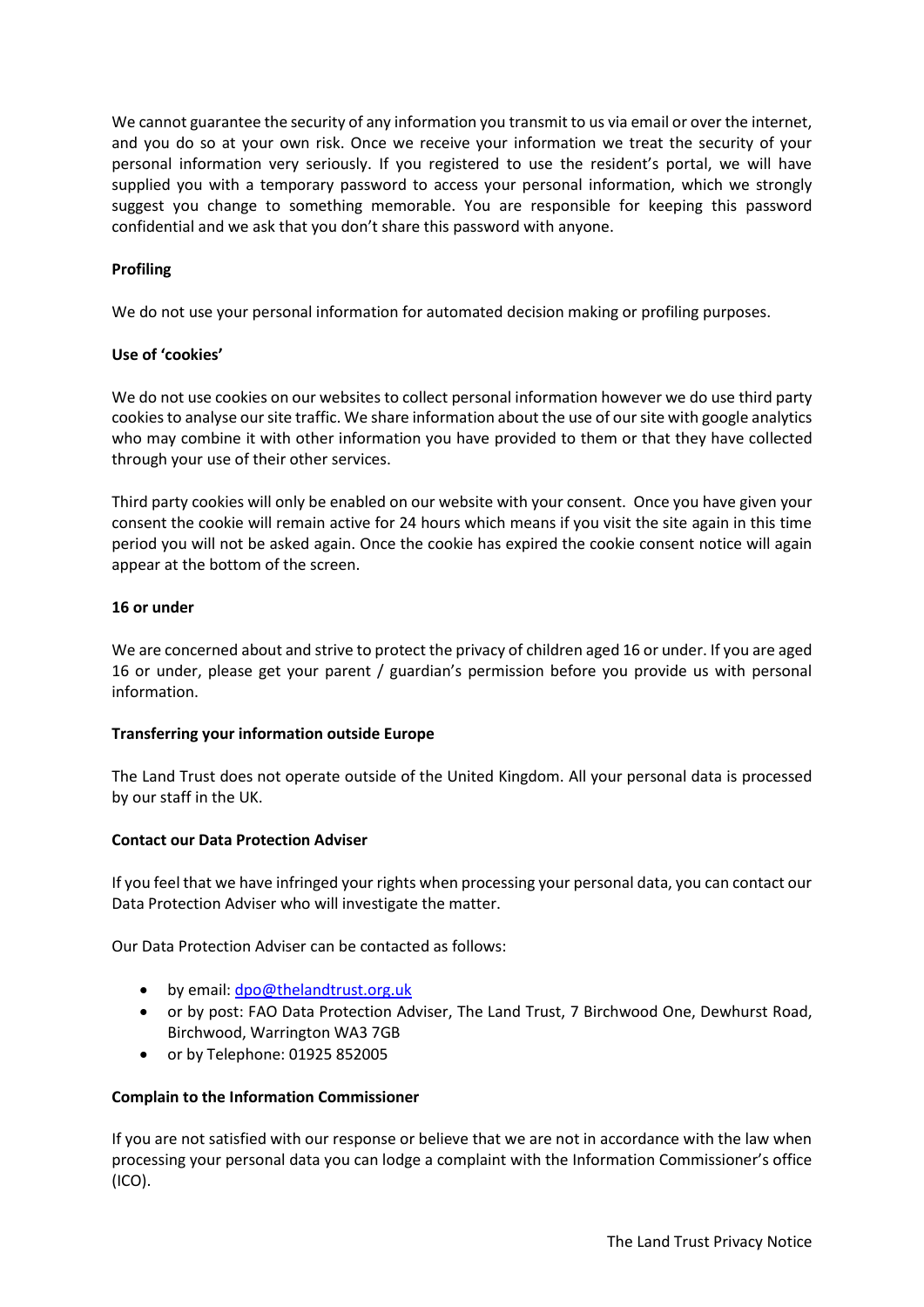We cannot guarantee the security of any information you transmit to us via email or over the internet, and you do so at your own risk. Once we receive your information we treat the security of your personal information very seriously. If you registered to use the resident's portal, we will have supplied you with a temporary password to access your personal information, which we strongly suggest you change to something memorable. You are responsible for keeping this password confidential and we ask that you don't share this password with anyone.

**Profiling**

We do not use your personal information for automated decision making or profiling purposes.

**Use of 'cookies'**

We do not use cookies on our websites to collect personal information however we do use third party cookies to analyse our site traffic. We share information about the use of our site with google analytics who may combine it with other information you have provided to them or that they have collected through your use of their other services.

Third party cookies will only be enabled on our website with your consent. Once you have given your consent the cookie will remain active for 24 hours which means if you visit the site again in this time period you will not be asked again. Once the cookie has expired the cookie consent notice will again appear at the bottom of the screen.

**16 or under**

We are concerned about and strive to protect the privacy of children aged 16 or under. If you are aged 16 or under, please get your parent / guardian's permission before you provide us with personal information.

**Transferring your information outside Europe**

The Land Trust does not operate outside of the United Kingdom. All your personal data is processed by our staff in the UK.

**Contact our Data Protection Adviser**

If you feel that we have infringed your rights when processing your personal data, you can contact our Data Protection Adviser who will investigate the matter.

Our Data Protection Adviser can be contacted as follows:

- by email: dpo@thelandtrust.org.uk
- or by post: FAO Data Protection Adviser, The Land Trust, 7 Birchwood One, Dewhurst Road, Birchwood, Warrington WA3 7GB
- or by Telephone: 01925 852005

**Complain to the Information Commissioner**

If you are not satisfied with our response or believe that we are not in accordance with the law when processing your personal data you can lodge a complaint with the Information Commissioner's office (ICO).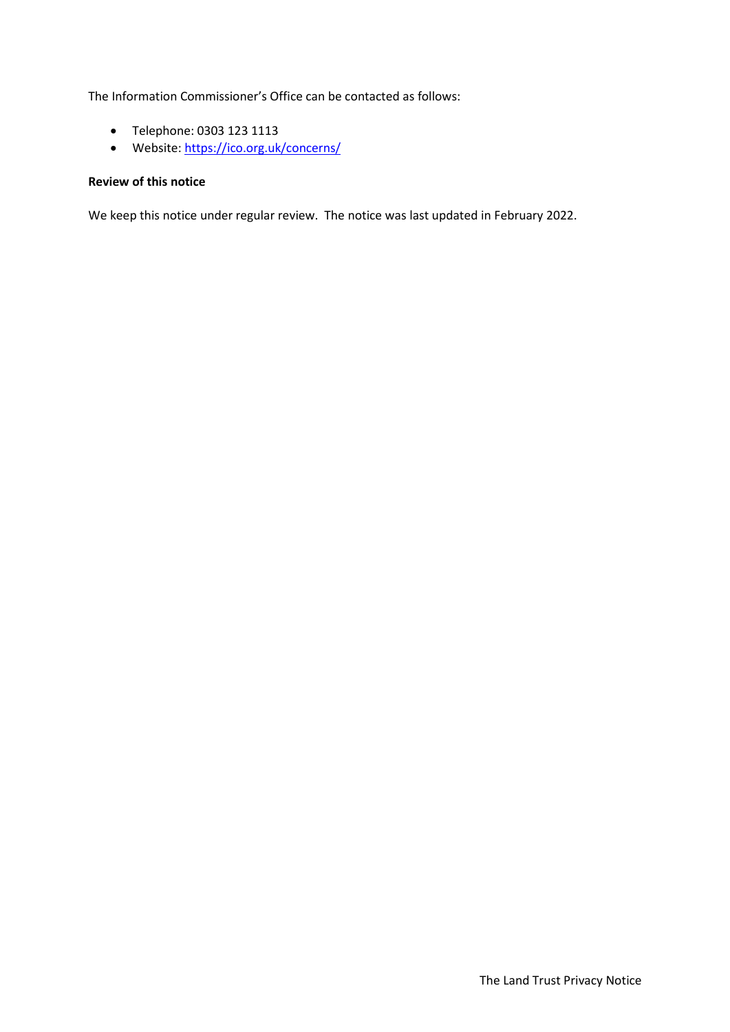The Information Commissioner's Office can be contacted as follows:

- Telephone: 0303 123 1113
- Website: [https://ico.org.uk/concerns/](https://ico.org.uk/concerns/)

**Review of this notice**

We keep this notice under regular review. The notice was last updated in February 2022.